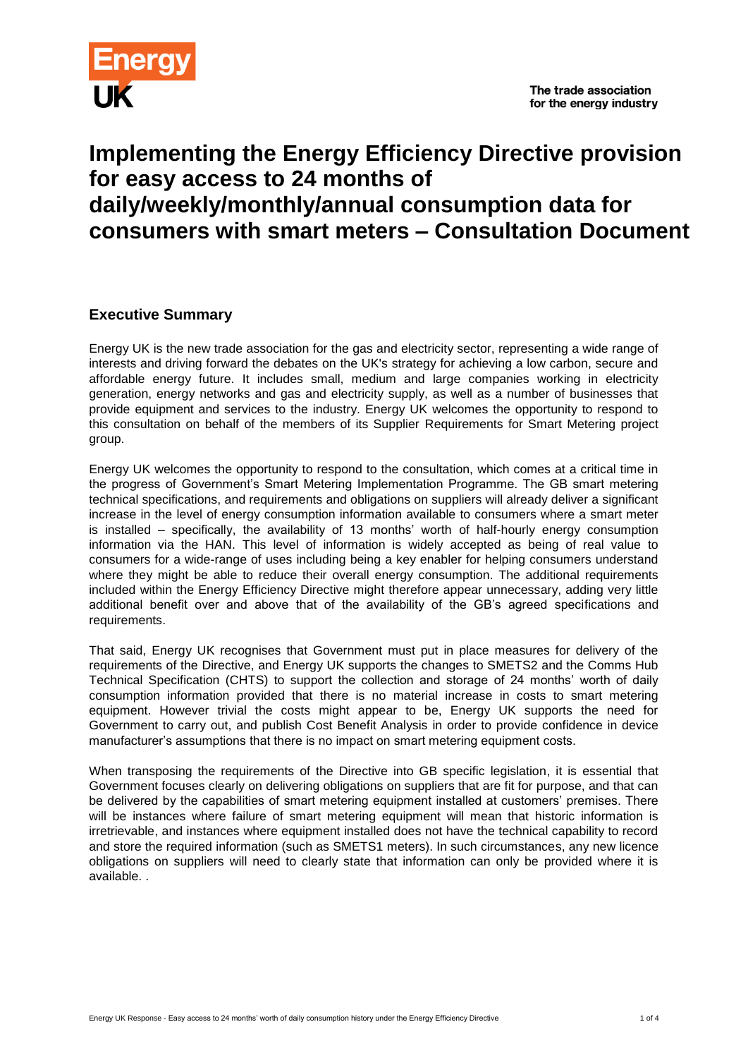Energy UK

The trade association for the energy industry

# Implementing the Energy Efficiency Directive provision for easy access to 24 months of daily/weekly/monthly/annual consumption data for consumers with smart meters – Consultation Document

## Executive Summary

Energy UK is the new trade association for the gas and electricity sector, representing a wide range of interests and driving forward the debates on the UK's strategy for achieving a low carbon, secure and affordable energy future. It includes small, medium and large companies working in electricity generation, energy networks and gas and electricity supply, as well as a number of businesses that provide equipment and services to the industry. Energy UK welcomes the opportunity to respond to this consultation on behalf of the members of its Supplier Requirements for Smart Metering project group.

Energy UK welcomes the opportunity to respond to the consultation, which comes at a critical time in the progress of Government's Smart Metering Implementation Programme. The GB smart metering technical specifications, and requirements and obligations on suppliers will already deliver a significant increase in the level of energy consumption information available to consumers where a smart meter is installed – specifically, the availability of 13 months' worth of half-hourly energy consumption information via the HAN. This level of information is widely accepted as being of real value to consumers for a wide-range of uses including being a key enabler for helping consumers understand where they might be able to reduce their overall energy consumption. The additional requirements included within the Energy Efficiency Directive might therefore appear unnecessary, adding very little additional benefit over and above that of the availability of the GB's agreed specifications and requirements.

That said, Energy UK recognises that Government must put in place measures for delivery of the requirements of the Directive, and Energy UK supports the changes to SMETS2 and the Comms Hub Technical Specification (CHTS) to support the collection and storage of 24 months' worth of daily consumption information provided that there is no material increase in costs to smart metering equipment. However trivial the costs might appear to be, Energy UK supports the need for Government to carry out, and publish Cost Benefit Analysis in order to provide confidence in device manufacturer's assumptions that there is no impact on smart metering equipment costs.

When transposing the requirements of the Directive into GB specific legislation, it is essential that Government focuses clearly on delivering obligations on suppliers that are fit for purpose, and that can be delivered by the capabilities of smart metering equipment installed at customers' premises. There will be instances where failure of smart metering equipment will mean that historic information is irretrievable, and instances where equipment installed does not have the technical capability to record and store the required information (such as SMETS1 meters). In such circumstances, any new licence obligations on suppliers will need to clearly state that information can only be provided where it is available. .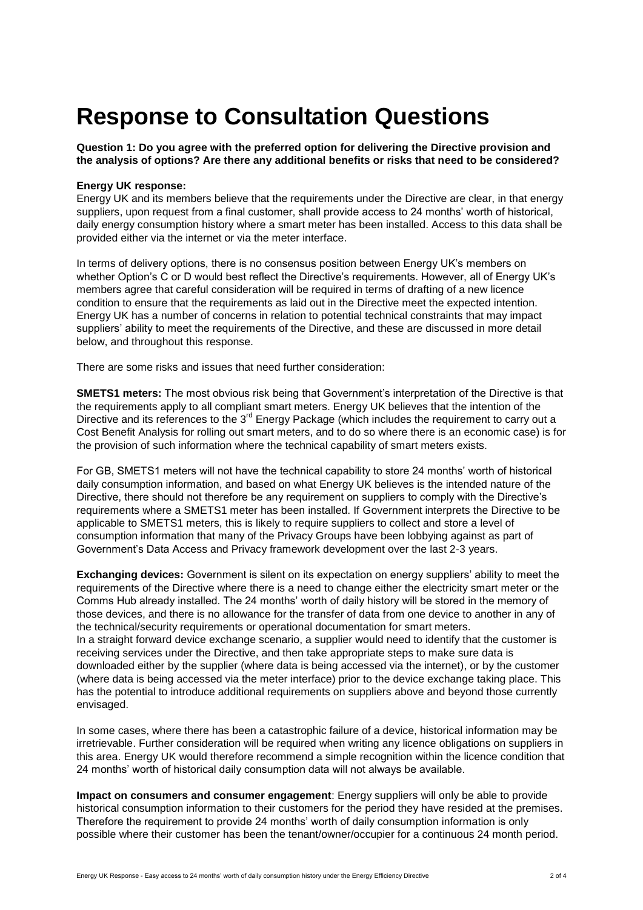# Response to Consultation Questions

**Question 1: Do you agree with the preferred option for delivering the Directive provision and the analysis of options? Are there any additional benefits or risks that need to be considered?**

**Energy UK response:**
Energy UK and its members believe that the requirements under the Directive are clear, in that energy suppliers, upon request from a final customer, shall provide access to 24 months' worth of historical, daily energy consumption history where a smart meter has been installed. Access to this data shall be provided either via the internet or via the meter interface.

In terms of delivery options, there is no consensus position between Energy UK's members on whether Option's C or D would best reflect the Directive's requirements. However, all of Energy UK's members agree that careful consideration will be required in terms of drafting of a new licence condition to ensure that the requirements as laid out in the Directive meet the expected intention. Energy UK has a number of concerns in relation to potential technical constraints that may impact suppliers' ability to meet the requirements of the Directive, and these are discussed in more detail below, and throughout this response.

There are some risks and issues that need further consideration:

**SMETS1 meters:** The most obvious risk being that Government's interpretation of the Directive is that the requirements apply to all compliant smart meters. Energy UK believes that the intention of the Directive and its references to the 3rd Energy Package (which includes the requirement to carry out a Cost Benefit Analysis for rolling out smart meters, and to do so where there is an economic case) is for the provision of such information where the technical capability of smart meters exists.

For GB, SMETS1 meters will not have the technical capability to store 24 months' worth of historical daily consumption information, and based on what Energy UK believes is the intended nature of the Directive, there should not therefore be any requirement on suppliers to comply with the Directive's requirements where a SMETS1 meter has been installed. If Government interprets the Directive to be applicable to SMETS1 meters, this is likely to require suppliers to collect and store a level of consumption information that many of the Privacy Groups have been lobbying against as part of Government's Data Access and Privacy framework development over the last 2-3 years.

**Exchanging devices:** Government is silent on its expectation on energy suppliers' ability to meet the requirements of the Directive where there is a need to change either the electricity smart meter or the Comms Hub already installed. The 24 months' worth of daily history will be stored in the memory of those devices, and there is no allowance for the transfer of data from one device to another in any of the technical/security requirements or operational documentation for smart meters.
In a straight forward device exchange scenario, a supplier would need to identify that the customer is receiving services under the Directive, and then take appropriate steps to make sure data is downloaded either by the supplier (where data is being accessed via the internet), or by the customer (where data is being accessed via the meter interface) prior to the device exchange taking place. This has the potential to introduce additional requirements on suppliers above and beyond those currently envisaged.

In some cases, where there has been a catastrophic failure of a device, historical information may be irretrievable. Further consideration will be required when writing any licence obligations on suppliers in this area. Energy UK would therefore recommend a simple recognition within the licence condition that 24 months' worth of historical daily consumption data will not always be available.

**Impact on consumers and consumer engagement**: Energy suppliers will only be able to provide historical consumption information to their customers for the period they have resided at the premises. Therefore the requirement to provide 24 months' worth of daily consumption information is only possible where their customer has been the tenant/owner/occupier for a continuous 24 month period.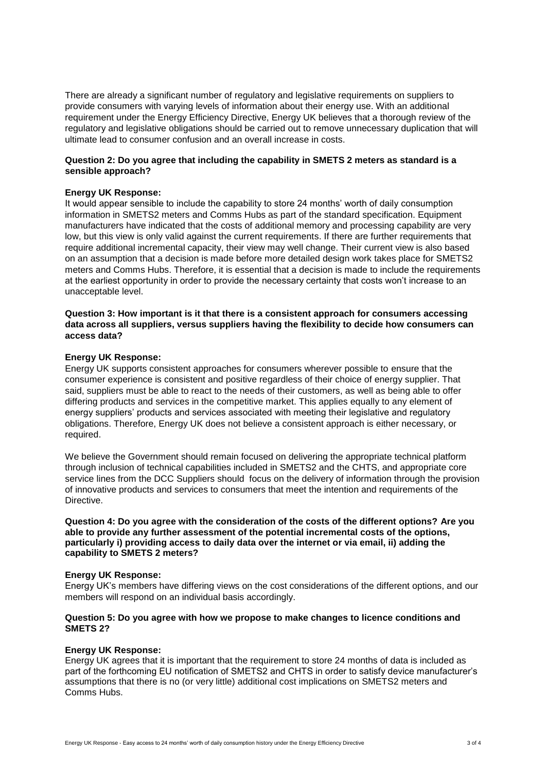There are already a significant number of regulatory and legislative requirements on suppliers to provide consumers with varying levels of information about their energy use. With an additional requirement under the Energy Efficiency Directive, Energy UK believes that a thorough review of the regulatory and legislative obligations should be carried out to remove unnecessary duplication that will ultimate lead to consumer confusion and an overall increase in costs.

**Question 2: Do you agree that including the capability in SMETS 2 meters as standard is a sensible approach?**

**Energy UK Response:**

It would appear sensible to include the capability to store 24 months' worth of daily consumption information in SMETS2 meters and Comms Hubs as part of the standard specification. Equipment manufacturers have indicated that the costs of additional memory and processing capability are very low, but this view is only valid against the current requirements. If there are further requirements that require additional incremental capacity, their view may well change. Their current view is also based on an assumption that a decision is made before more detailed design work takes place for SMETS2 meters and Comms Hubs. Therefore, it is essential that a decision is made to include the requirements at the earliest opportunity in order to provide the necessary certainty that costs won't increase to an unacceptable level.

**Question 3: How important is it that there is a consistent approach for consumers accessing data across all suppliers, versus suppliers having the flexibility to decide how consumers can access data?**

**Energy UK Response:**

Energy UK supports consistent approaches for consumers wherever possible to ensure that the consumer experience is consistent and positive regardless of their choice of energy supplier. That said, suppliers must be able to react to the needs of their customers, as well as being able to offer differing products and services in the competitive market. This applies equally to any element of energy suppliers' products and services associated with meeting their legislative and regulatory obligations. Therefore, Energy UK does not believe a consistent approach is either necessary, or required.

We believe the Government should remain focused on delivering the appropriate technical platform through inclusion of technical capabilities included in SMETS2 and the CHTS, and appropriate core service lines from the DCC Suppliers should focus on the delivery of information through the provision of innovative products and services to consumers that meet the intention and requirements of the Directive.

**Question 4: Do you agree with the consideration of the costs of the different options? Are you able to provide any further assessment of the potential incremental costs of the options, particularly i) providing access to daily data over the internet or via email, ii) adding the capability to SMETS 2 meters?**

**Energy UK Response:**

Energy UK's members have differing views on the cost considerations of the different options, and our members will respond on an individual basis accordingly.

**Question 5: Do you agree with how we propose to make changes to licence conditions and SMETS 2?**

**Energy UK Response:**

Energy UK agrees that it is important that the requirement to store 24 months of data is included as part of the forthcoming EU notification of SMETS2 and CHTS in order to satisfy device manufacturer's assumptions that there is no (or very little) additional cost implications on SMETS2 meters and Comms Hubs.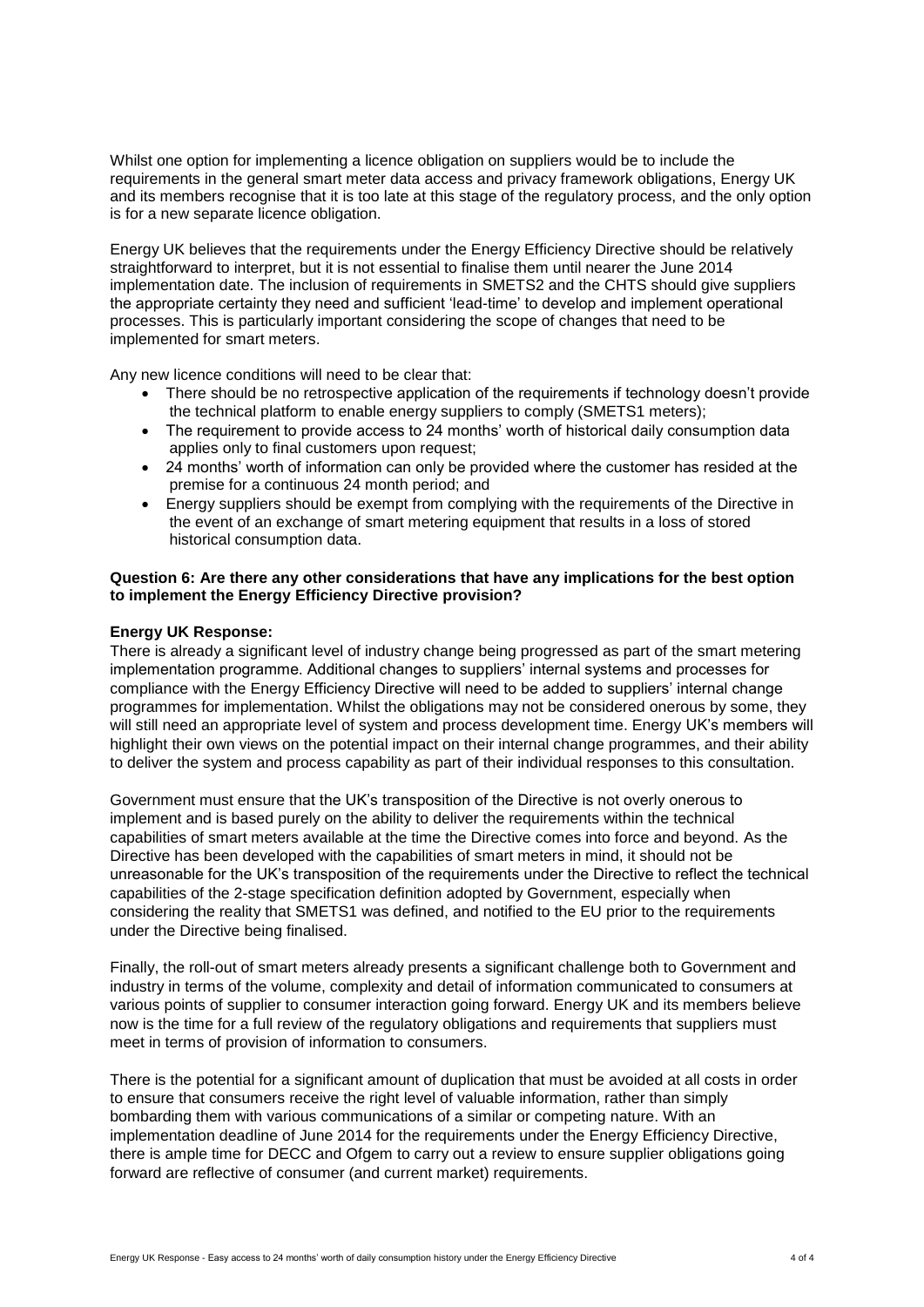Whilst one option for implementing a licence obligation on suppliers would be to include the requirements in the general smart meter data access and privacy framework obligations, Energy UK and its members recognise that it is too late at this stage of the regulatory process, and the only option is for a new separate licence obligation.

Energy UK believes that the requirements under the Energy Efficiency Directive should be relatively straightforward to interpret, but it is not essential to finalise them until nearer the June 2014 implementation date. The inclusion of requirements in SMETS2 and the CHTS should give suppliers the appropriate certainty they need and sufficient 'lead-time' to develop and implement operational processes. This is particularly important considering the scope of changes that need to be implemented for smart meters.

Any new licence conditions will need to be clear that:

- There should be no retrospective application of the requirements if technology doesn't provide the technical platform to enable energy suppliers to comply (SMETS1 meters);
- The requirement to provide access to 24 months' worth of historical daily consumption data applies only to final customers upon request;
- 24 months' worth of information can only be provided where the customer has resided at the premise for a continuous 24 month period; and
- Energy suppliers should be exempt from complying with the requirements of the Directive in the event of an exchange of smart metering equipment that results in a loss of stored historical consumption data.

**Question 6: Are there any other considerations that have any implications for the best option to implement the Energy Efficiency Directive provision?**

**Energy UK Response:**

There is already a significant level of industry change being progressed as part of the smart metering implementation programme. Additional changes to suppliers' internal systems and processes for compliance with the Energy Efficiency Directive will need to be added to suppliers' internal change programmes for implementation. Whilst the obligations may not be considered onerous by some, they will still need an appropriate level of system and process development time. Energy UK's members will highlight their own views on the potential impact on their internal change programmes, and their ability to deliver the system and process capability as part of their individual responses to this consultation.

Government must ensure that the UK's transposition of the Directive is not overly onerous to implement and is based purely on the ability to deliver the requirements within the technical capabilities of smart meters available at the time the Directive comes into force and beyond. As the Directive has been developed with the capabilities of smart meters in mind, it should not be unreasonable for the UK's transposition of the requirements under the Directive to reflect the technical capabilities of the 2-stage specification definition adopted by Government, especially when considering the reality that SMETS1 was defined, and notified to the EU prior to the requirements under the Directive being finalised.

Finally, the roll-out of smart meters already presents a significant challenge both to Government and industry in terms of the volume, complexity and detail of information communicated to consumers at various points of supplier to consumer interaction going forward. Energy UK and its members believe now is the time for a full review of the regulatory obligations and requirements that suppliers must meet in terms of provision of information to consumers.

There is the potential for a significant amount of duplication that must be avoided at all costs in order to ensure that consumers receive the right level of valuable information, rather than simply bombarding them with various communications of a similar or competing nature. With an implementation deadline of June 2014 for the requirements under the Energy Efficiency Directive, there is ample time for DECC and Ofgem to carry out a review to ensure supplier obligations going forward are reflective of consumer (and current market) requirements.